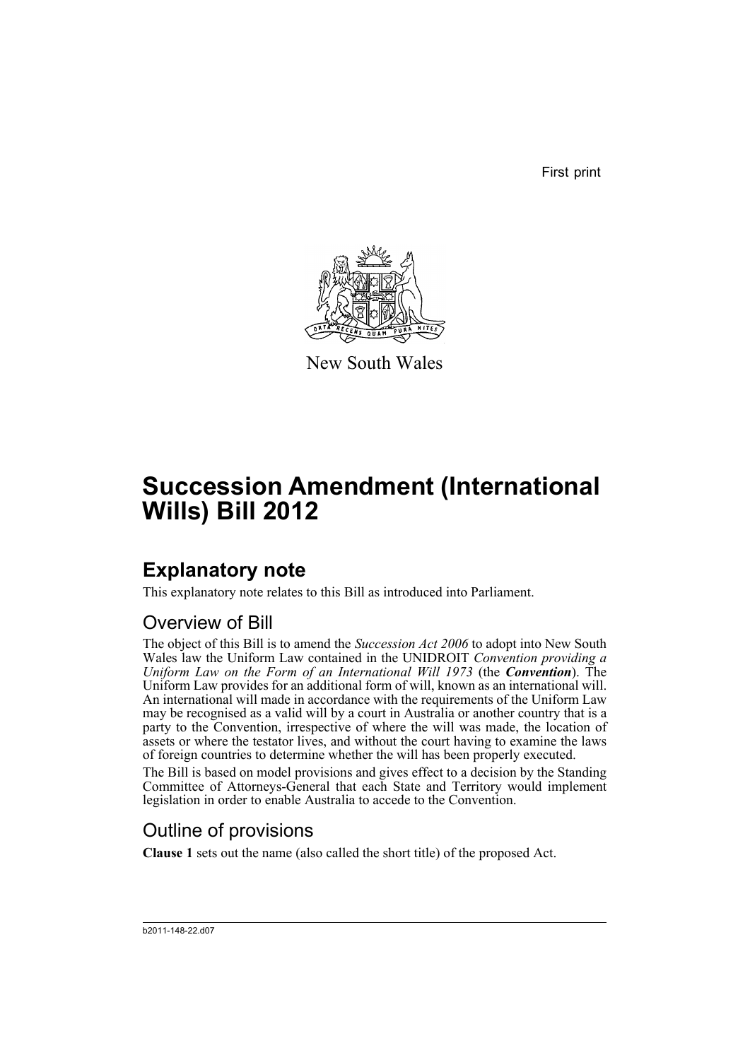First print

New South Wales

# Succession Amendment (International Wills) Bill 2012

## Explanatory note

This explanatory note relates to this Bill as introduced into Parliament.

### Overview of Bill

The object of this Bill is to amend the *Succession Act 2006* to adopt into New South Wales law the Uniform Law contained in the UNIDROIT *Convention providing a Uniform Law on the Form of an International Will 1973* (the ***Convention***). The Uniform Law provides for an additional form of will, known as an international will. An international will made in accordance with the requirements of the Uniform Law may be recognised as a valid will by a court in Australia or another country that is a party to the Convention, irrespective of where the will was made, the location of assets or where the testator lives, and without the court having to examine the laws of foreign countries to determine whether the will has been properly executed.

The Bill is based on model provisions and gives effect to a decision by the Standing Committee of Attorneys-General that each State and Territory would implement legislation in order to enable Australia to accede to the Convention.

### Outline of provisions

**Clause 1** sets out the name (also called the short title) of the proposed Act.

b2011-148-22.d07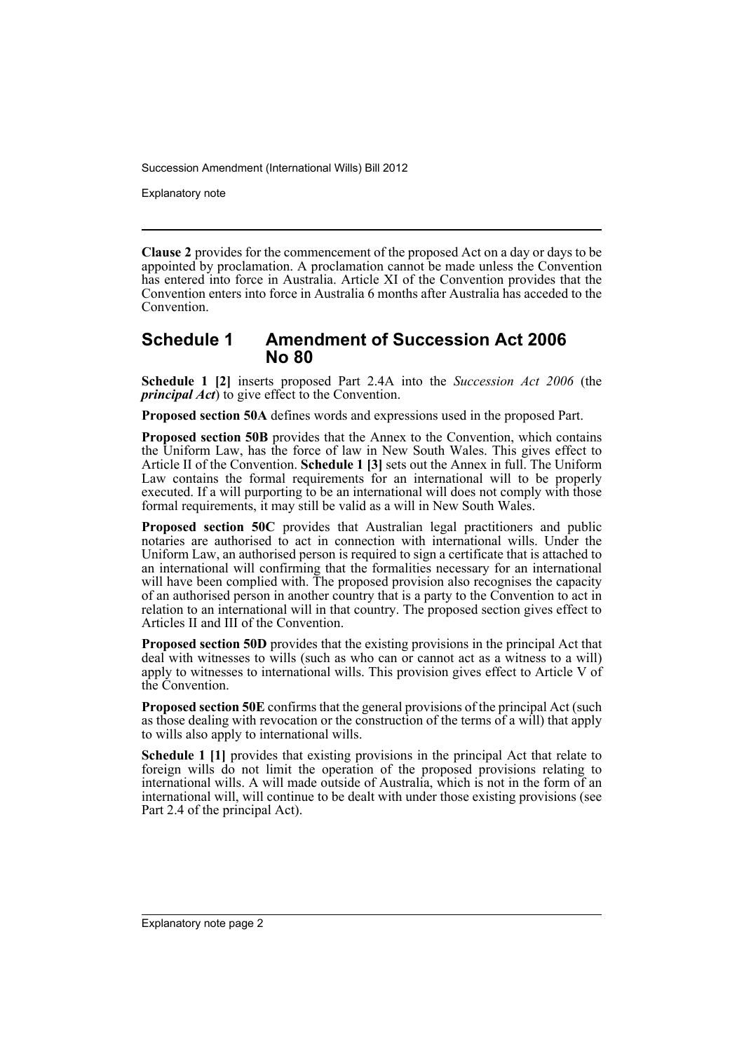**Clause 2** provides for the commencement of the proposed Act on a day or days to be appointed by proclamation. A proclamation cannot be made unless the Convention has entered into force in Australia. Article XI of the Convention provides that the Convention enters into force in Australia 6 months after Australia has acceded to the Convention.

## Schedule 1 Amendment of Succession Act 2006 No 80

**Schedule 1 [2]** inserts proposed Part 2.4A into the *Succession Act 2006* (the ***principal Act***) to give effect to the Convention.

**Proposed section 50A** defines words and expressions used in the proposed Part.

**Proposed section 50B** provides that the Annex to the Convention, which contains the Uniform Law, has the force of law in New South Wales. This gives effect to Article II of the Convention. **Schedule 1 [3]** sets out the Annex in full. The Uniform Law contains the formal requirements for an international will to be properly executed. If a will purporting to be an international will does not comply with those formal requirements, it may still be valid as a will in New South Wales.

**Proposed section 50C** provides that Australian legal practitioners and public notaries are authorised to act in connection with international wills. Under the Uniform Law, an authorised person is required to sign a certificate that is attached to an international will confirming that the formalities necessary for an international will have been complied with. The proposed provision also recognises the capacity of an authorised person in another country that is a party to the Convention to act in relation to an international will in that country. The proposed section gives effect to Articles II and III of the Convention.

**Proposed section 50D** provides that the existing provisions in the principal Act that deal with witnesses to wills (such as who can or cannot act as a witness to a will) apply to witnesses to international wills. This provision gives effect to Article V of the Convention.

**Proposed section 50E** confirms that the general provisions of the principal Act (such as those dealing with revocation or the construction of the terms of a will) that apply to wills also apply to international wills.

**Schedule 1 [1]** provides that existing provisions in the principal Act that relate to foreign wills do not limit the operation of the proposed provisions relating to international wills. A will made outside of Australia, which is not in the form of an international will, will continue to be dealt with under those existing provisions (see Part 2.4 of the principal Act).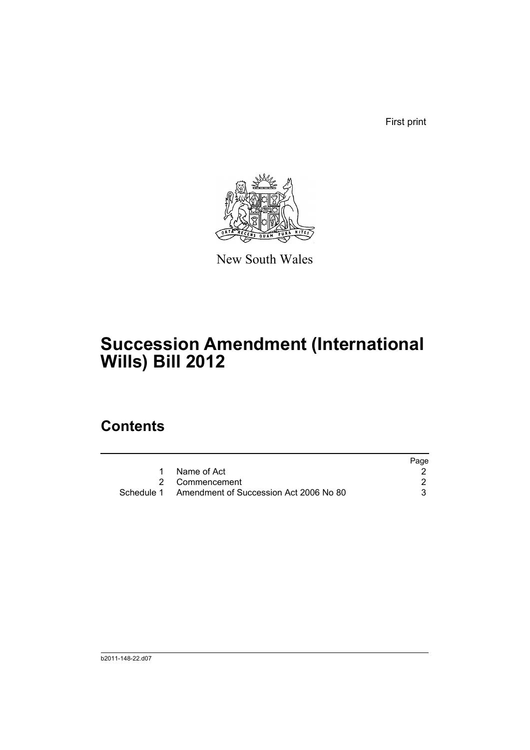First print

New South Wales

# Succession Amendment (International Wills) Bill 2012

## Contents

| | | Page |
|---|---|---|
| 1 | Name of Act | 2 |
| 2 | Commencement | 2 |
| Schedule 1 | Amendment of Succession Act 2006 No 80 | 3 |

b2011-148-22.d07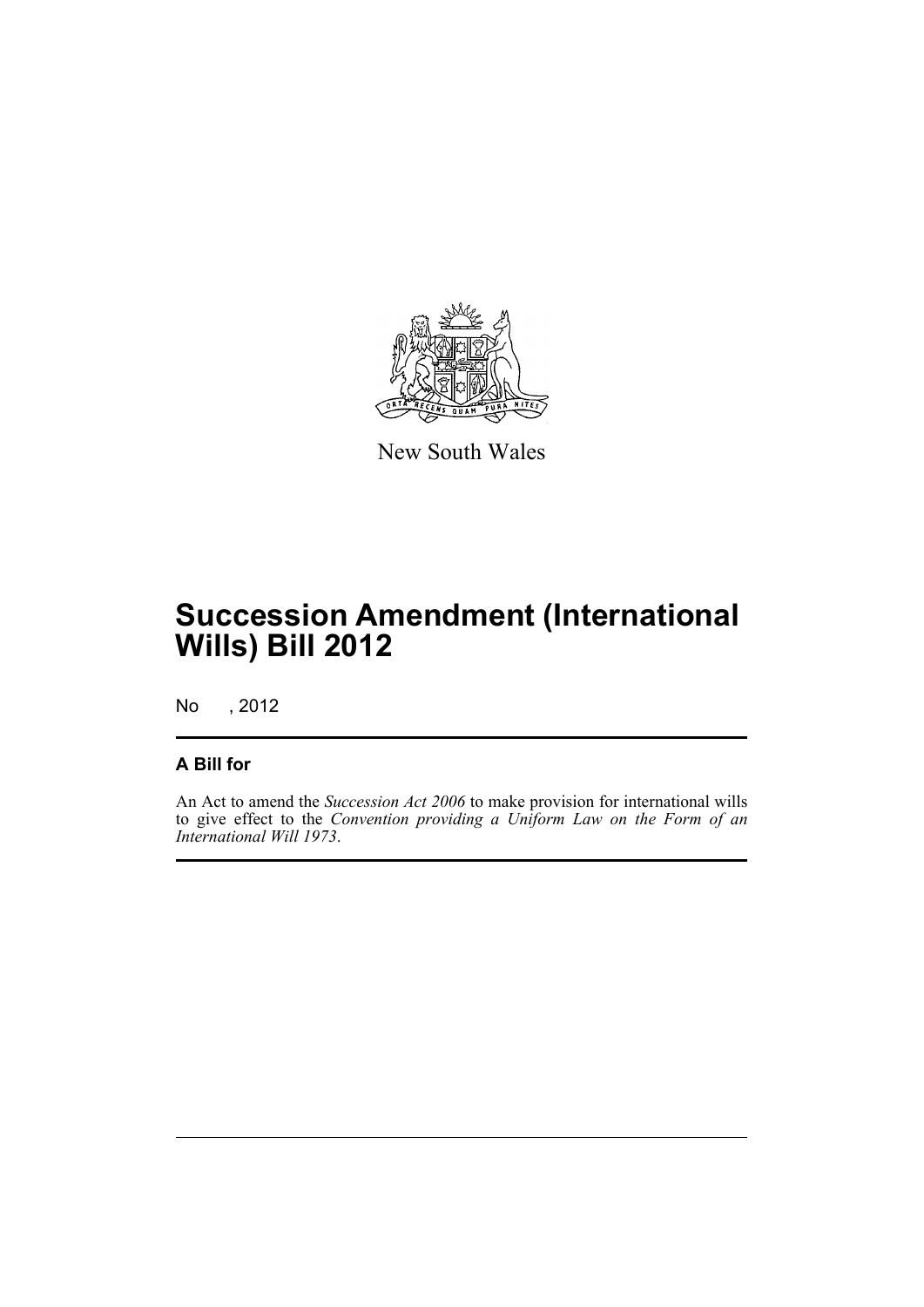New South Wales

# Succession Amendment (International Wills) Bill 2012

No , 2012

## A Bill for

An Act to amend the *Succession Act 2006* to make provision for international wills to give effect to the *Convention providing a Uniform Law on the Form of an International Will 1973*.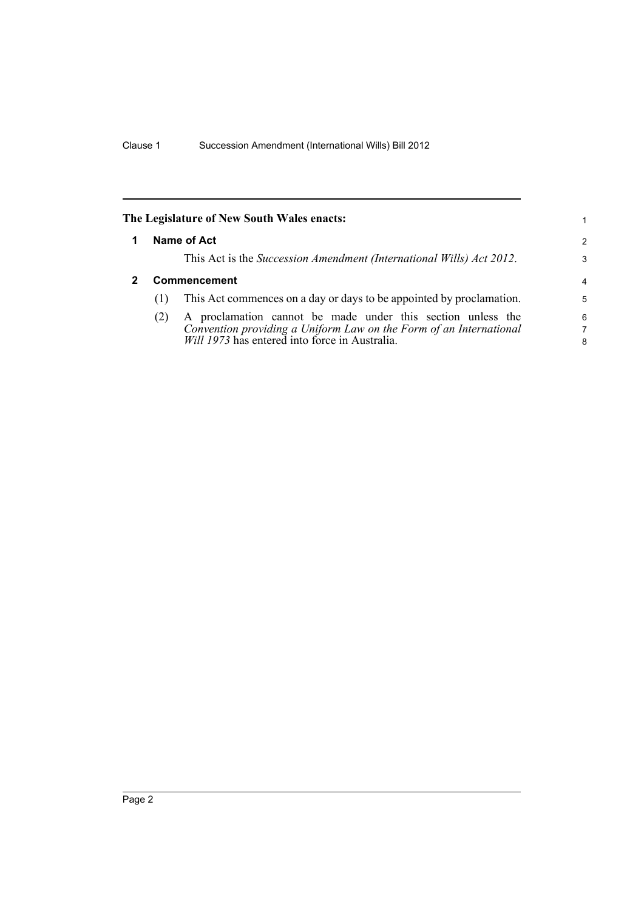**The Legislature of New South Wales enacts:**

## 1 Name of Act

This Act is the *Succession Amendment (International Wills) Act 2012*.

## 2 Commencement

(1) This Act commences on a day or days to be appointed by proclamation.

(2) A proclamation cannot be made under this section unless the *Convention providing a Uniform Law on the Form of an International Will 1973* has entered into force in Australia.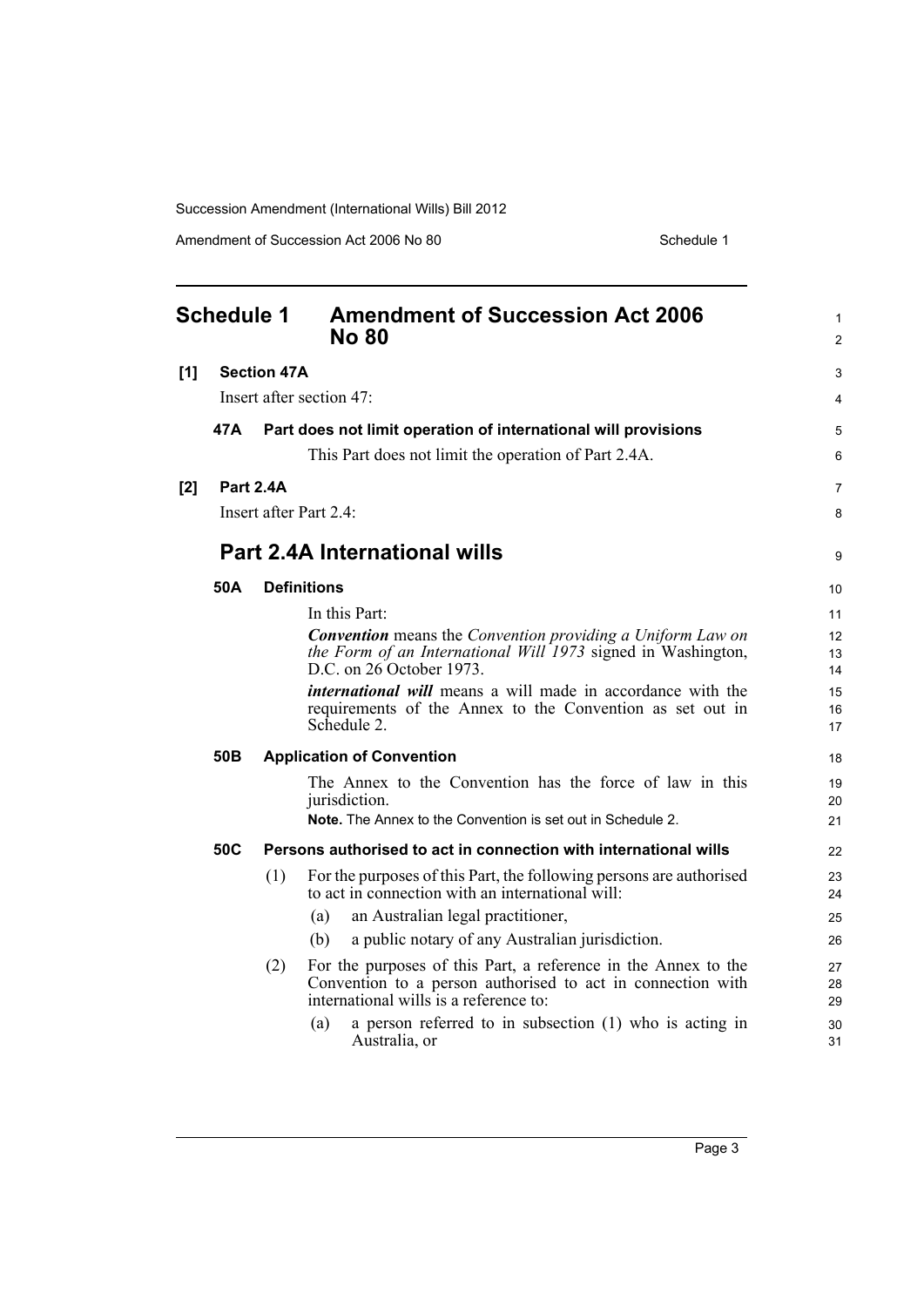## Schedule 1 Amendment of Succession Act 2006 No 80

**[1] Section 47A**

Insert after section 47:

**47A Part does not limit operation of international will provisions**

This Part does not limit the operation of Part 2.4A.

**[2] Part 2.4A**

Insert after Part 2.4:

## Part 2.4A International wills

**50A Definitions**

In this Part:

***Convention*** means the *Convention providing a Uniform Law on the Form of an International Will 1973* signed in Washington, D.C. on 26 October 1973.

***international will*** means a will made in accordance with the requirements of the Annex to the Convention as set out in Schedule 2.

**50B Application of Convention**

The Annex to the Convention has the force of law in this jurisdiction.

**Note.** The Annex to the Convention is set out in Schedule 2.

**50C Persons authorised to act in connection with international wills**

(1) For the purposes of this Part, the following persons are authorised to act in connection with an international will:

(a) an Australian legal practitioner,

(b) a public notary of any Australian jurisdiction.

(2) For the purposes of this Part, a reference in the Annex to the Convention to a person authorised to act in connection with international wills is a reference to:

(a) a person referred to in subsection (1) who is acting in Australia, or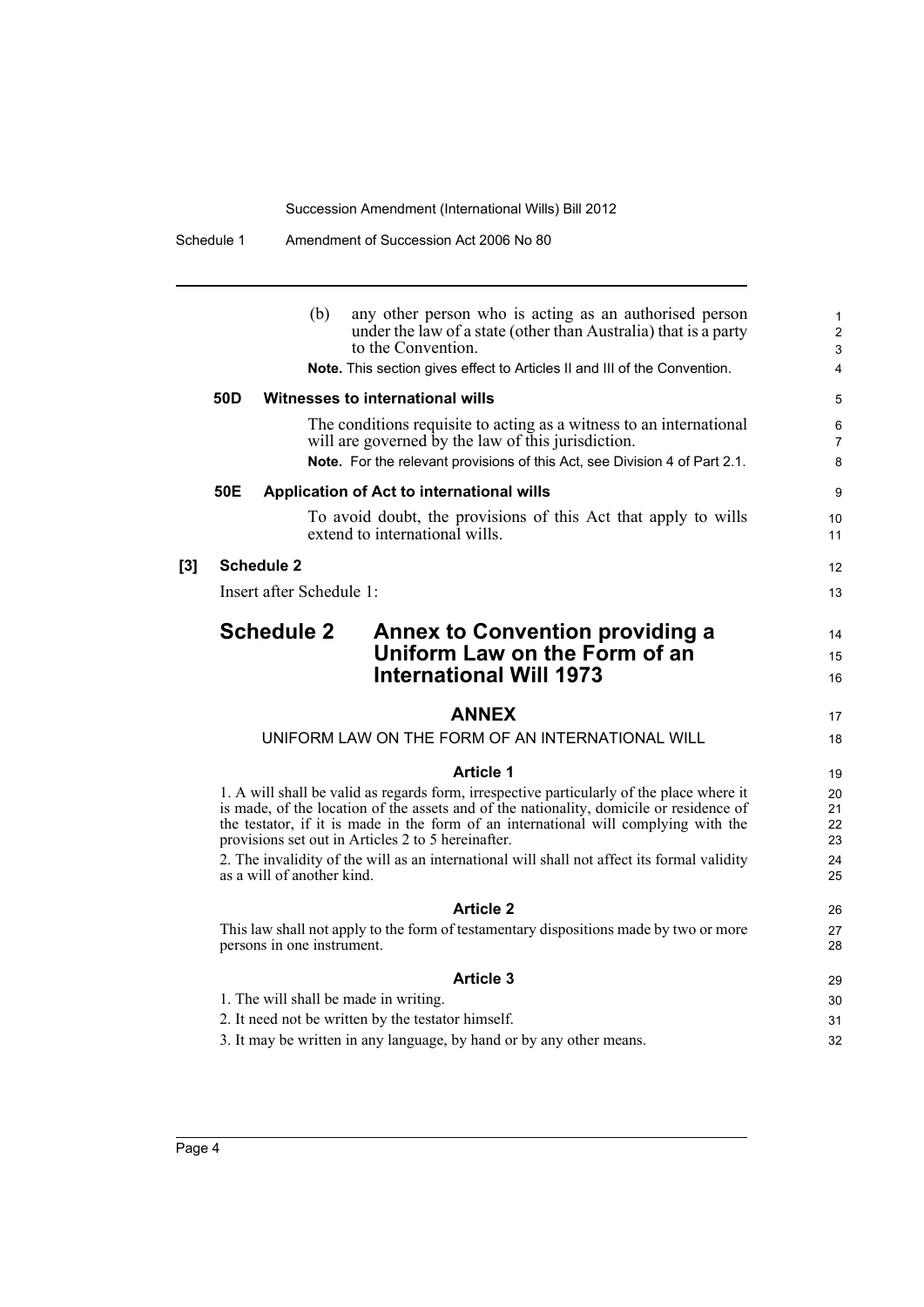(b) any other person who is acting as an authorised person under the law of a state (other than Australia) that is a party to the Convention.

**Note.** This section gives effect to Articles II and III of the Convention.

### 50D Witnesses to international wills

The conditions requisite to acting as a witness to an international will are governed by the law of this jurisdiction.

**Note.** For the relevant provisions of this Act, see Division 4 of Part 2.1.

### 50E Application of Act to international wills

To avoid doubt, the provisions of this Act that apply to wills extend to international wills.

**[3] Schedule 2**

Insert after Schedule 1:

## Schedule 2 Annex to Convention providing a Uniform Law on the Form of an International Will 1973

### ANNEX

UNIFORM LAW ON THE FORM OF AN INTERNATIONAL WILL

#### Article 1

1. A will shall be valid as regards form, irrespective particularly of the place where it is made, of the location of the assets and of the nationality, domicile or residence of the testator, if it is made in the form of an international will complying with the provisions set out in Articles 2 to 5 hereinafter.

2. The invalidity of the will as an international will shall not affect its formal validity as a will of another kind.

#### Article 2

This law shall not apply to the form of testamentary dispositions made by two or more persons in one instrument.

#### Article 3

1. The will shall be made in writing.

2. It need not be written by the testator himself.

3. It may be written in any language, by hand or by any other means.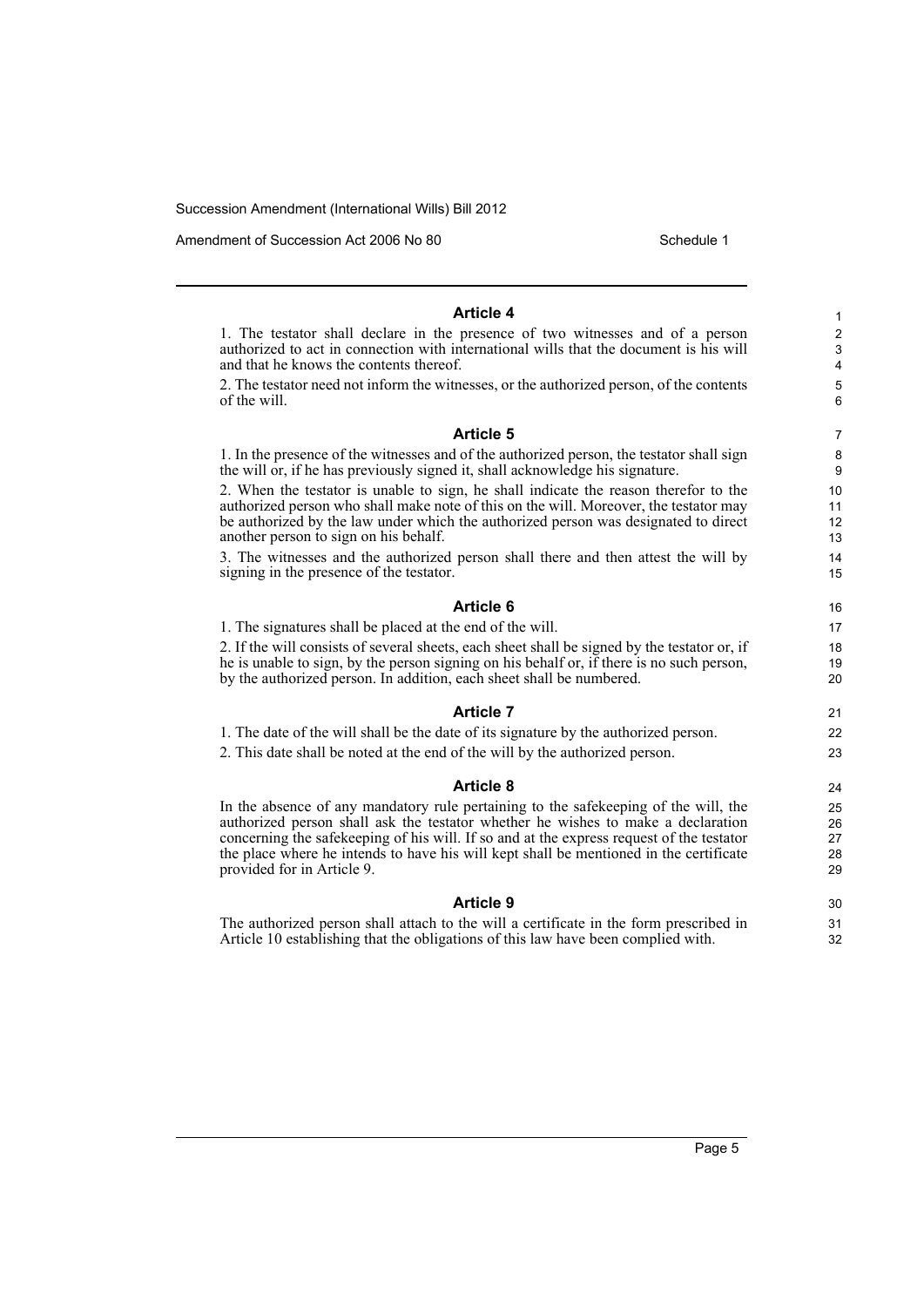### Article 4

1. The testator shall declare in the presence of two witnesses and of a person authorized to act in connection with international wills that the document is his will and that he knows the contents thereof.

2. The testator need not inform the witnesses, or the authorized person, of the contents of the will.

### Article 5

1. In the presence of the witnesses and of the authorized person, the testator shall sign the will or, if he has previously signed it, shall acknowledge his signature.

2. When the testator is unable to sign, he shall indicate the reason therefor to the authorized person who shall make note of this on the will. Moreover, the testator may be authorized by the law under which the authorized person was designated to direct another person to sign on his behalf.

3. The witnesses and the authorized person shall there and then attest the will by signing in the presence of the testator.

### Article 6

1. The signatures shall be placed at the end of the will.

2. If the will consists of several sheets, each sheet shall be signed by the testator or, if he is unable to sign, by the person signing on his behalf or, if there is no such person, by the authorized person. In addition, each sheet shall be numbered.

### Article 7

1. The date of the will shall be the date of its signature by the authorized person.

2. This date shall be noted at the end of the will by the authorized person.

### Article 8

In the absence of any mandatory rule pertaining to the safekeeping of the will, the authorized person shall ask the testator whether he wishes to make a declaration concerning the safekeeping of his will. If so and at the express request of the testator the place where he intends to have his will kept shall be mentioned in the certificate provided for in Article 9.

### Article 9

The authorized person shall attach to the will a certificate in the form prescribed in Article 10 establishing that the obligations of this law have been complied with.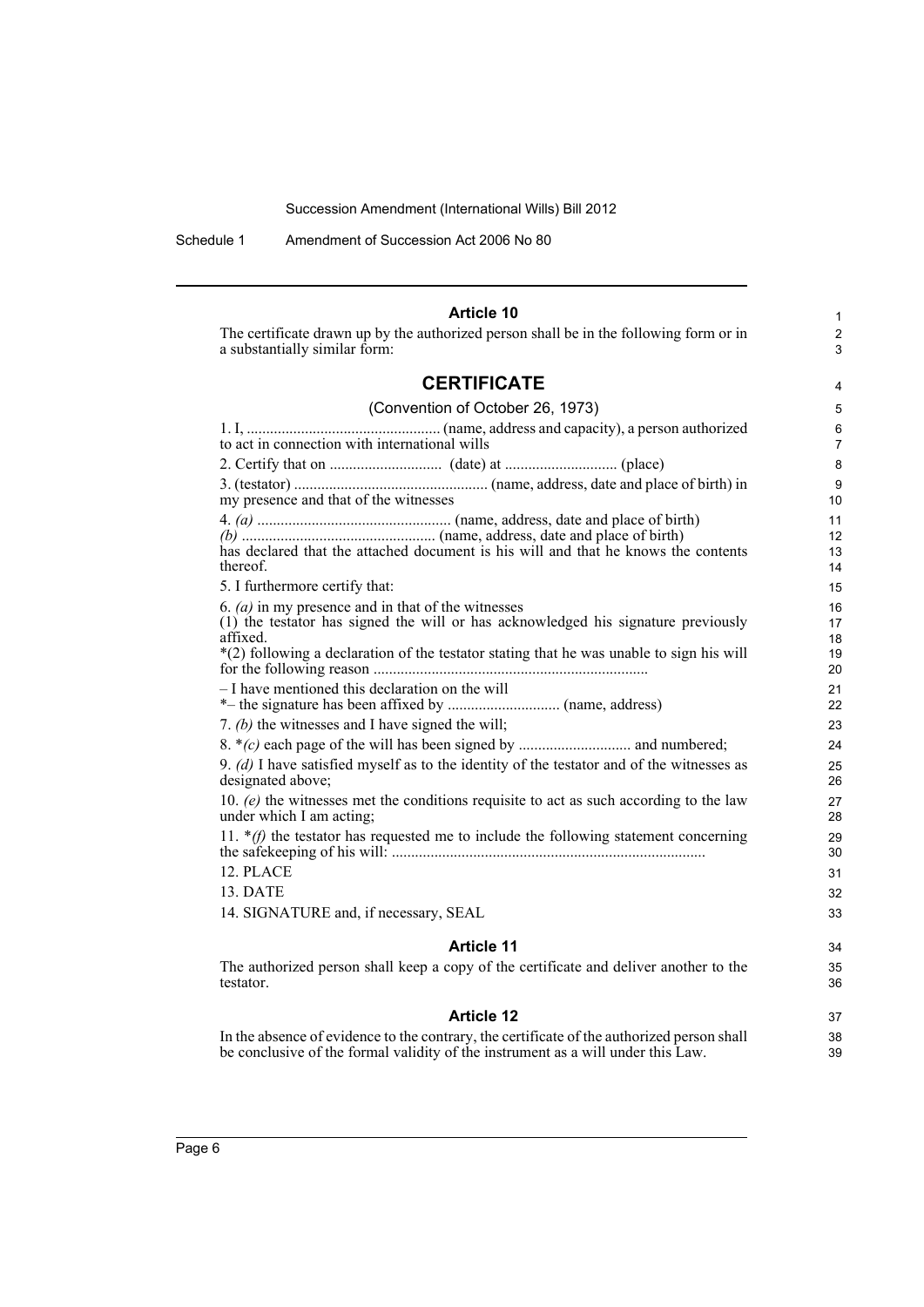### Article 10

The certificate drawn up by the authorized person shall be in the following form or in a substantially similar form:

## CERTIFICATE

(Convention of October 26, 1973)

1. I, .................................................. (name, address and capacity), a person authorized to act in connection with international wills

2. Certify that on ............................ (date) at ............................ (place)

3. (testator) .................................................. (name, address, date and place of birth) in my presence and that of the witnesses

4. *(a)* .................................................. (name, address, date and place of birth)
*(b)* .................................................. (name, address, date and place of birth)
has declared that the attached document is his will and that he knows the contents thereof.

5. I furthermore certify that:

6. *(a)* in my presence and in that of the witnesses
(1) the testator has signed the will or has acknowledged his signature previously affixed.
*(2) following a declaration of the testator stating that he was unable to sign his will for the following reason ......................................................................
– I have mentioned this declaration on the will
*– the signature has been affixed by ............................ (name, address)

7. *(b)* the witnesses and I have signed the will;

8. **(c)* each page of the will has been signed by ............................ and numbered;

9. *(d)* I have satisfied myself as to the identity of the testator and of the witnesses as designated above;

10. *(e)* the witnesses met the conditions requisite to act as such according to the law under which I am acting;

11. **(f)* the testator has requested me to include the following statement concerning the safekeeping of his will: ................................................................................

12. PLACE

13. DATE

14. SIGNATURE and, if necessary, SEAL

### Article 11

The authorized person shall keep a copy of the certificate and deliver another to the testator.

### Article 12

In the absence of evidence to the contrary, the certificate of the authorized person shall be conclusive of the formal validity of the instrument as a will under this Law.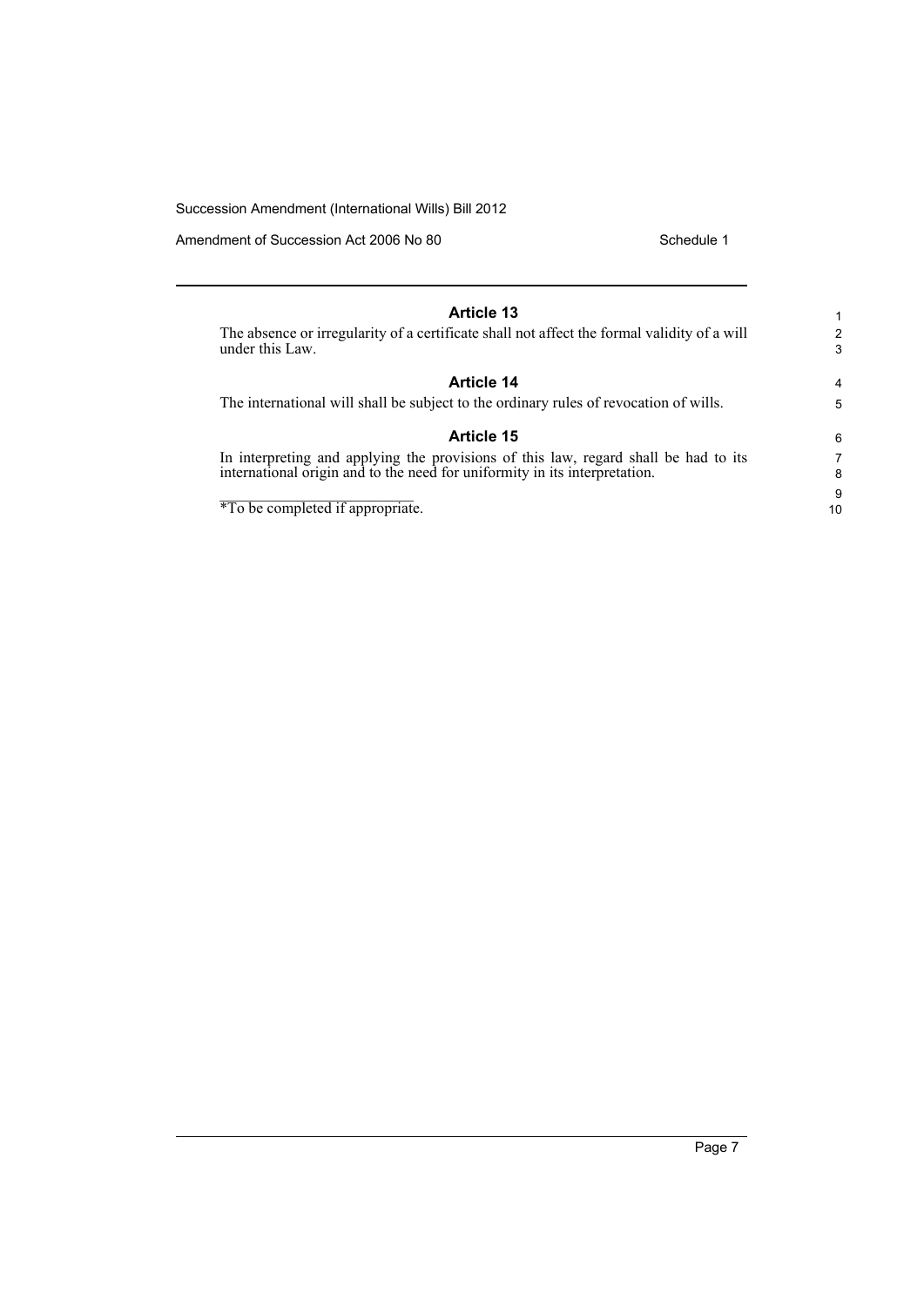### Article 13

The absence or irregularity of a certificate shall not affect the formal validity of a will under this Law.

### Article 14

The international will shall be subject to the ordinary rules of revocation of wills.

### Article 15

In interpreting and applying the provisions of this law, regard shall be had to its international origin and to the need for uniformity in its interpretation.

---

*To be completed if appropriate.